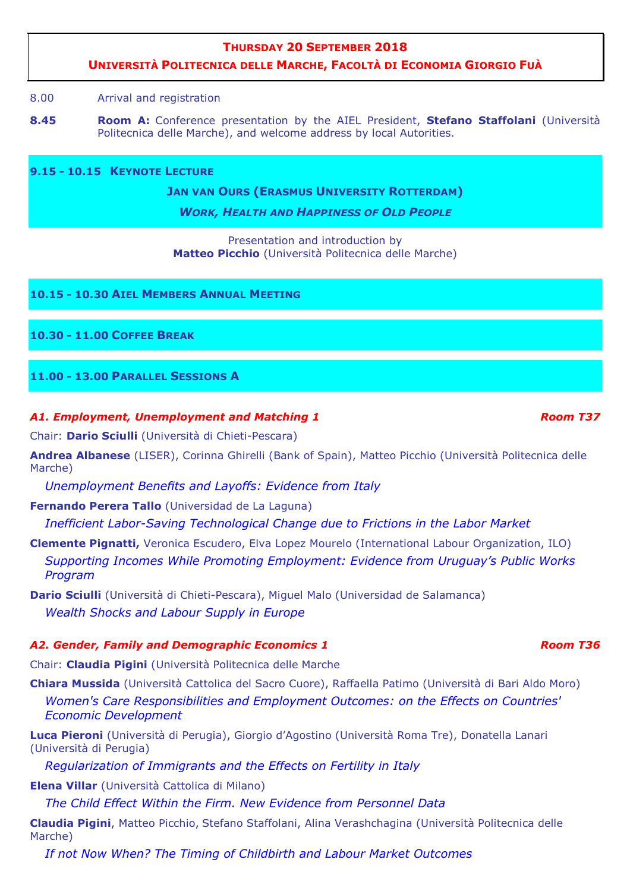## THURSDAY 20 SEPTEMBER 2018

**UNIVERSITÀ POLITECNICA DELLE MARCHE, FACOLTÀ DI ECONOMIA GIORGIO FUÀ**

8.00 Arrival and registration

**8.45** **Room A:** Conference presentation by the AIEL President, **Stefano Staffolani** (Università Politecnica delle Marche), and welcome address by local Autorities.

### 9.15 - 10.15 KEYNOTE LECTURE

**JAN VAN OURS (ERASMUS UNIVERSITY ROTTERDAM)**

***WORK, HEALTH AND HAPPINESS OF OLD PEOPLE***

Presentation and introduction by
**Matteo Picchio** (Università Politecnica delle Marche)

### 10.15 - 10.30 AIEL MEMBERS ANNUAL MEETING

### 10.30 - 11.00 COFFEE BREAK

### 11.00 - 13.00 PARALLEL SESSIONS A

#### *A1. Employment, Unemployment and Matching 1* — *Room T37*

Chair: **Dario Sciulli** (Università di Chieti-Pescara)

**Andrea Albanese** (LISER), Corinna Ghirelli (Bank of Spain), Matteo Picchio (Università Politecnica delle Marche)
*Unemployment Benefits and Layoffs: Evidence from Italy*

**Fernando Perera Tallo** (Universidad de La Laguna)
*Inefficient Labor-Saving Technological Change due to Frictions in the Labor Market*

**Clemente Pignatti,** Veronica Escudero, Elva Lopez Mourelo (International Labour Organization, ILO)
*Supporting Incomes While Promoting Employment: Evidence from Uruguay's Public Works Program*

**Dario Sciulli** (Università di Chieti-Pescara), Miguel Malo (Universidad de Salamanca)
*Wealth Shocks and Labour Supply in Europe*

#### *A2. Gender, Family and Demographic Economics 1* — *Room T36*

Chair: **Claudia Pigini** (Università Politecnica delle Marche

**Chiara Mussida** (Università Cattolica del Sacro Cuore), Raffaella Patimo (Università di Bari Aldo Moro)
*Women's Care Responsibilities and Employment Outcomes: on the Effects on Countries' Economic Development*

**Luca Pieroni** (Università di Perugia), Giorgio d'Agostino (Università Roma Tre), Donatella Lanari (Università di Perugia)
*Regularization of Immigrants and the Effects on Fertility in Italy*

**Elena Villar** (Università Cattolica di Milano)
*The Child Effect Within the Firm. New Evidence from Personnel Data*

**Claudia Pigini**, Matteo Picchio, Stefano Staffolani, Alina Verashchagina (Università Politecnica delle Marche)
*If not Now When? The Timing of Childbirth and Labour Market Outcomes*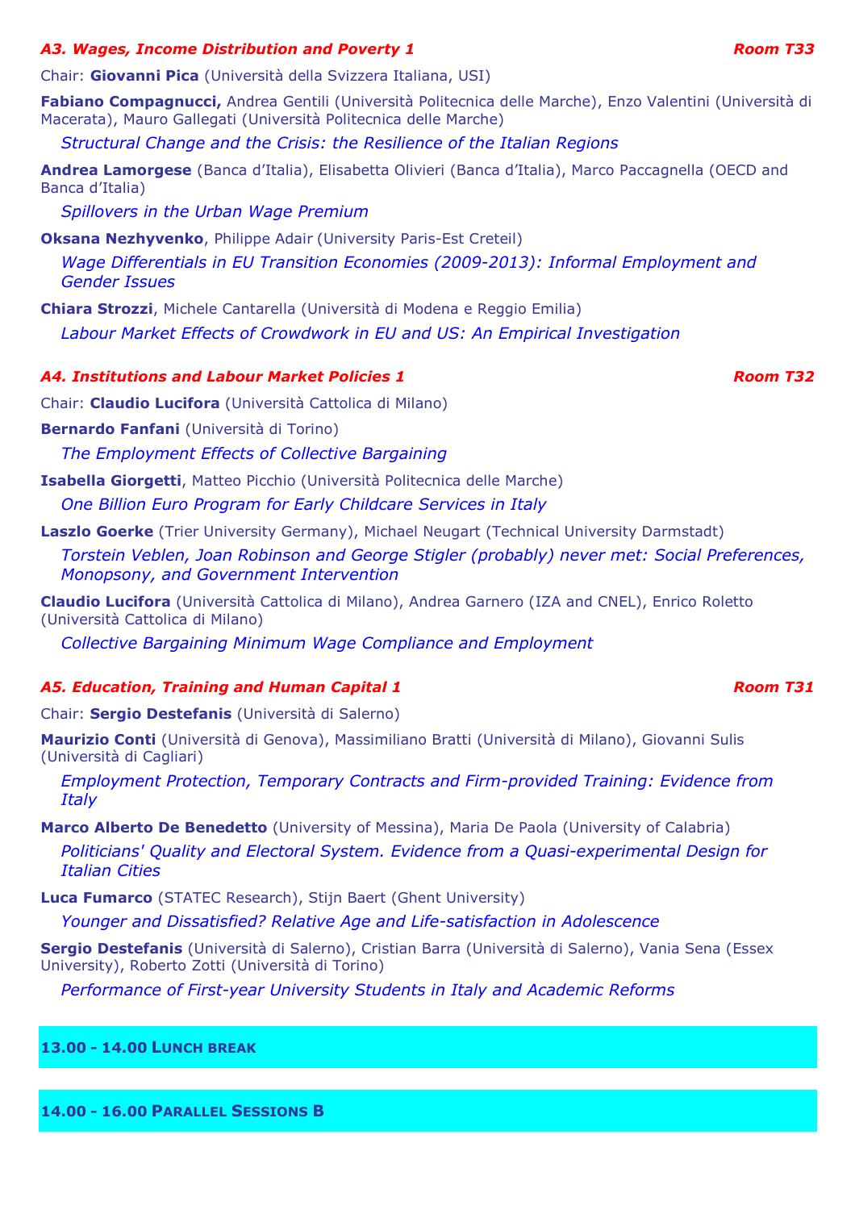### *A3. Wages, Income Distribution and Poverty 1* — *Room T33*

Chair: **Giovanni Pica** (Università della Svizzera Italiana, USI)

**Fabiano Compagnucci,** Andrea Gentili (Università Politecnica delle Marche), Enzo Valentini (Università di Macerata), Mauro Gallegati (Università Politecnica delle Marche)

*Structural Change and the Crisis: the Resilience of the Italian Regions*

**Andrea Lamorgese** (Banca d'Italia), Elisabetta Olivieri (Banca d'Italia), Marco Paccagnella (OECD and Banca d'Italia)

*Spillovers in the Urban Wage Premium*

**Oksana Nezhyvenko**, Philippe Adair (University Paris-Est Creteil)

*Wage Differentials in EU Transition Economies (2009-2013): Informal Employment and Gender Issues*

**Chiara Strozzi**, Michele Cantarella (Università di Modena e Reggio Emilia)

*Labour Market Effects of Crowdwork in EU and US: An Empirical Investigation*

### *A4. Institutions and Labour Market Policies 1* — *Room T32*

Chair: **Claudio Lucifora** (Università Cattolica di Milano)

**Bernardo Fanfani** (Università di Torino)

*The Employment Effects of Collective Bargaining*

**Isabella Giorgetti**, Matteo Picchio (Università Politecnica delle Marche)

*One Billion Euro Program for Early Childcare Services in Italy*

**Laszlo Goerke** (Trier University Germany), Michael Neugart (Technical University Darmstadt)

*Torstein Veblen, Joan Robinson and George Stigler (probably) never met: Social Preferences, Monopsony, and Government Intervention*

**Claudio Lucifora** (Università Cattolica di Milano), Andrea Garnero (IZA and CNEL), Enrico Roletto (Università Cattolica di Milano)

*Collective Bargaining Minimum Wage Compliance and Employment*

### *A5. Education, Training and Human Capital 1* — *Room T31*

Chair: **Sergio Destefanis** (Università di Salerno)

**Maurizio Conti** (Università di Genova), Massimiliano Bratti (Università di Milano), Giovanni Sulis (Università di Cagliari)

*Employment Protection, Temporary Contracts and Firm-provided Training: Evidence from Italy*

**Marco Alberto De Benedetto** (University of Messina), Maria De Paola (University of Calabria)

*Politicians' Quality and Electoral System. Evidence from a Quasi-experimental Design for Italian Cities*

**Luca Fumarco** (STATEC Research), Stijn Baert (Ghent University)

*Younger and Dissatisfied? Relative Age and Life-satisfaction in Adolescence*

**Sergio Destefanis** (Università di Salerno), Cristian Barra (Università di Salerno), Vania Sena (Essex University), Roberto Zotti (Università di Torino)

*Performance of First-year University Students in Italy and Academic Reforms*

**13.00 - 14.00 Lunch break**

**14.00 - 16.00 Parallel Sessions B**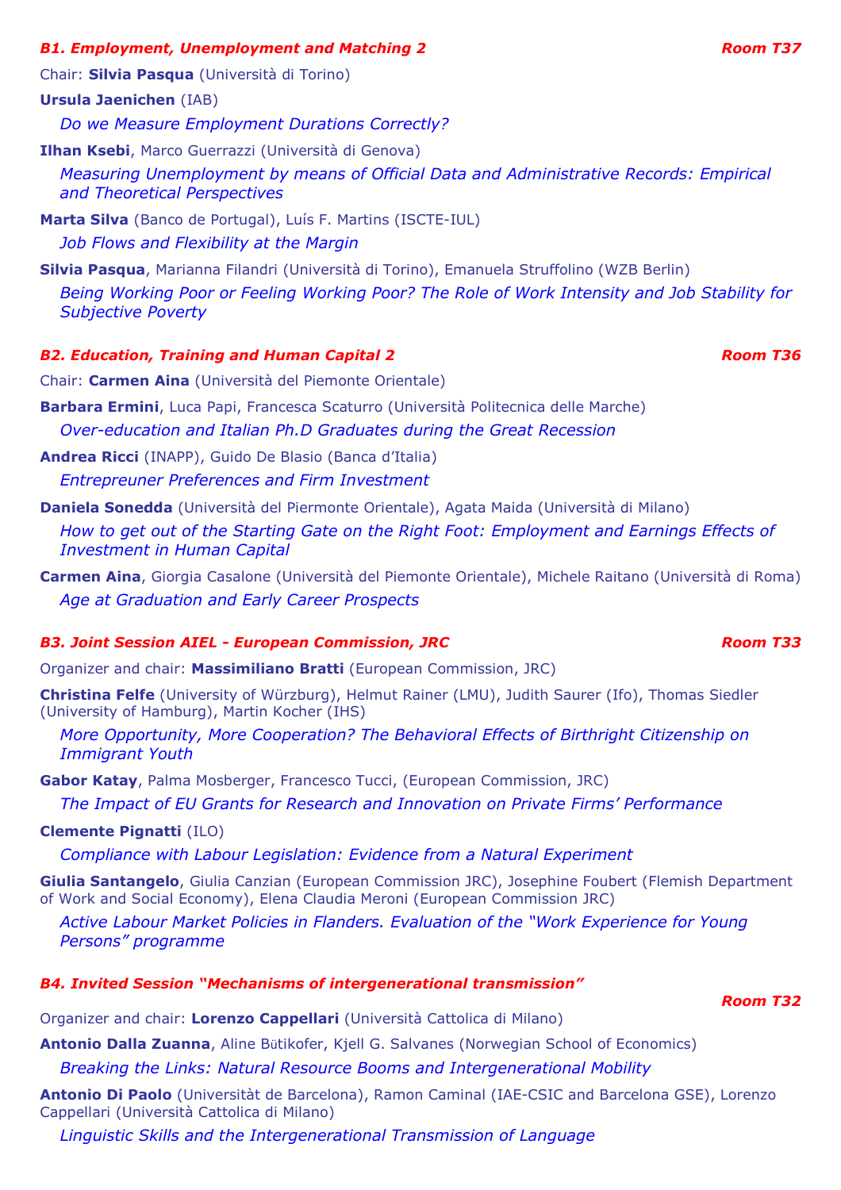### *B1. Employment, Unemployment and Matching 2* — Room T37

Chair: **Silvia Pasqua** (Università di Torino)

**Ursula Jaenichen** (IAB)

*Do we Measure Employment Durations Correctly?*

**Ilhan Ksebi**, Marco Guerrazzi (Università di Genova)

*Measuring Unemployment by means of Official Data and Administrative Records: Empirical and Theoretical Perspectives*

**Marta Silva** (Banco de Portugal), Luís F. Martins (ISCTE-IUL)

*Job Flows and Flexibility at the Margin*

**Silvia Pasqua**, Marianna Filandri (Università di Torino), Emanuela Struffolino (WZB Berlin)

*Being Working Poor or Feeling Working Poor? The Role of Work Intensity and Job Stability for Subjective Poverty*

### *B2. Education, Training and Human Capital 2* — Room T36

Chair: **Carmen Aina** (Università del Piemonte Orientale)

**Barbara Ermini**, Luca Papi, Francesca Scaturro (Università Politecnica delle Marche)

*Over-education and Italian Ph.D Graduates during the Great Recession*

**Andrea Ricci** (INAPP), Guido De Blasio (Banca d'Italia)

*Entrepreuner Preferences and Firm Investment*

**Daniela Sonedda** (Università del Piermonte Orientale), Agata Maida (Università di Milano)

*How to get out of the Starting Gate on the Right Foot: Employment and Earnings Effects of Investment in Human Capital*

**Carmen Aina**, Giorgia Casalone (Università del Piemonte Orientale), Michele Raitano (Università di Roma)

*Age at Graduation and Early Career Prospects*

### *B3. Joint Session AIEL - European Commission, JRC* — Room T33

Organizer and chair: **Massimiliano Bratti** (European Commission, JRC)

**Christina Felfe** (University of Würzburg), Helmut Rainer (LMU), Judith Saurer (Ifo), Thomas Siedler (University of Hamburg), Martin Kocher (IHS)

*More Opportunity, More Cooperation? The Behavioral Effects of Birthright Citizenship on Immigrant Youth*

**Gabor Katay**, Palma Mosberger, Francesco Tucci, (European Commission, JRC)

*The Impact of EU Grants for Research and Innovation on Private Firms' Performance*

**Clemente Pignatti** (ILO)

*Compliance with Labour Legislation: Evidence from a Natural Experiment*

**Giulia Santangelo**, Giulia Canzian (European Commission JRC), Josephine Foubert (Flemish Department of Work and Social Economy), Elena Claudia Meroni (European Commission JRC)

*Active Labour Market Policies in Flanders. Evaluation of the "Work Experience for Young Persons" programme*

### *B4. Invited Session "Mechanisms of intergenerational transmission"* — Room T32

Organizer and chair: **Lorenzo Cappellari** (Università Cattolica di Milano)

**Antonio Dalla Zuanna**, Aline Bütikofer, Kjell G. Salvanes (Norwegian School of Economics)

*Breaking the Links: Natural Resource Booms and Intergenerational Mobility*

**Antonio Di Paolo** (Universitàt de Barcelona), Ramon Caminal (IAE-CSIC and Barcelona GSE), Lorenzo Cappellari (Università Cattolica di Milano)

*Linguistic Skills and the Intergenerational Transmission of Language*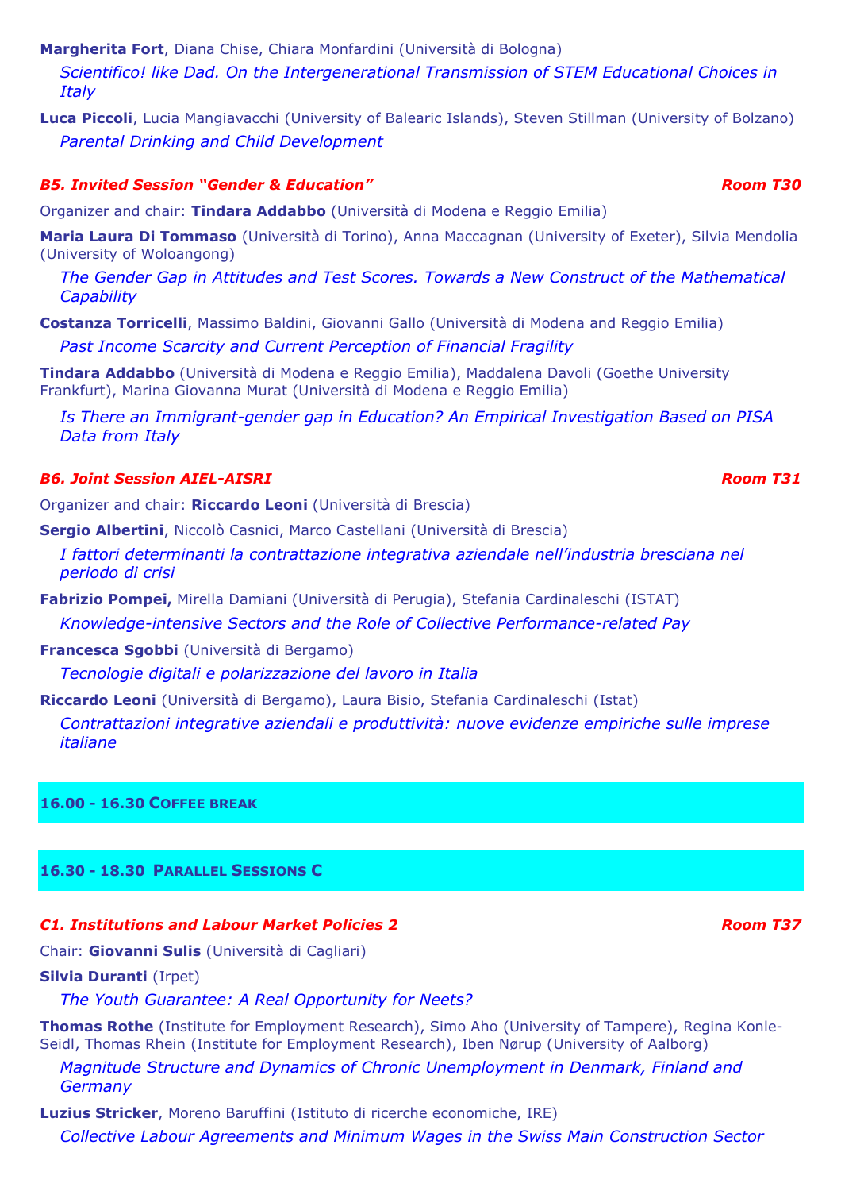**Margherita Fort**, Diana Chise, Chiara Monfardini (Università di Bologna)

*Scientifico! like Dad. On the Intergenerational Transmission of STEM Educational Choices in Italy*

**Luca Piccoli**, Lucia Mangiavacchi (University of Balearic Islands), Steven Stillman (University of Bolzano)

*Parental Drinking and Child Development*

### B5. Invited Session "Gender & Education" — Room T30

Organizer and chair: **Tindara Addabbo** (Università di Modena e Reggio Emilia)

**Maria Laura Di Tommaso** (Università di Torino), Anna Maccagnan (University of Exeter), Silvia Mendolia (University of Woloangong)

*The Gender Gap in Attitudes and Test Scores. Towards a New Construct of the Mathematical Capability*

**Costanza Torricelli**, Massimo Baldini, Giovanni Gallo (Università di Modena and Reggio Emilia)

*Past Income Scarcity and Current Perception of Financial Fragility*

**Tindara Addabbo** (Università di Modena e Reggio Emilia), Maddalena Davoli (Goethe University Frankfurt), Marina Giovanna Murat (Università di Modena e Reggio Emilia)

*Is There an Immigrant-gender gap in Education? An Empirical Investigation Based on PISA Data from Italy*

### B6. Joint Session AIEL-AISRI — Room T31

Organizer and chair: **Riccardo Leoni** (Università di Brescia)

**Sergio Albertini**, Niccolò Casnici, Marco Castellani (Università di Brescia)

*I fattori determinanti la contrattazione integrativa aziendale nell'industria bresciana nel periodo di crisi*

**Fabrizio Pompei,** Mirella Damiani (Università di Perugia), Stefania Cardinaleschi (ISTAT)

*Knowledge-intensive Sectors and the Role of Collective Performance-related Pay*

**Francesca Sgobbi** (Università di Bergamo)

*Tecnologie digitali e polarizzazione del lavoro in Italia*

**Riccardo Leoni** (Università di Bergamo), Laura Bisio, Stefania Cardinaleschi (Istat)

*Contrattazioni integrative aziendali e produttività: nuove evidenze empiriche sulle imprese italiane*

## 16.00 - 16.30 Coffee break

## 16.30 - 18.30 Parallel Sessions C

### C1. Institutions and Labour Market Policies 2 — Room T37

Chair: **Giovanni Sulis** (Università di Cagliari)

**Silvia Duranti** (Irpet)

*The Youth Guarantee: A Real Opportunity for Neets?*

**Thomas Rothe** (Institute for Employment Research), Simo Aho (University of Tampere), Regina Konle-Seidl, Thomas Rhein (Institute for Employment Research), Iben Nørup (University of Aalborg)

*Magnitude Structure and Dynamics of Chronic Unemployment in Denmark, Finland and Germany*

**Luzius Stricker**, Moreno Baruffini (Istituto di ricerche economiche, IRE)

*Collective Labour Agreements and Minimum Wages in the Swiss Main Construction Sector*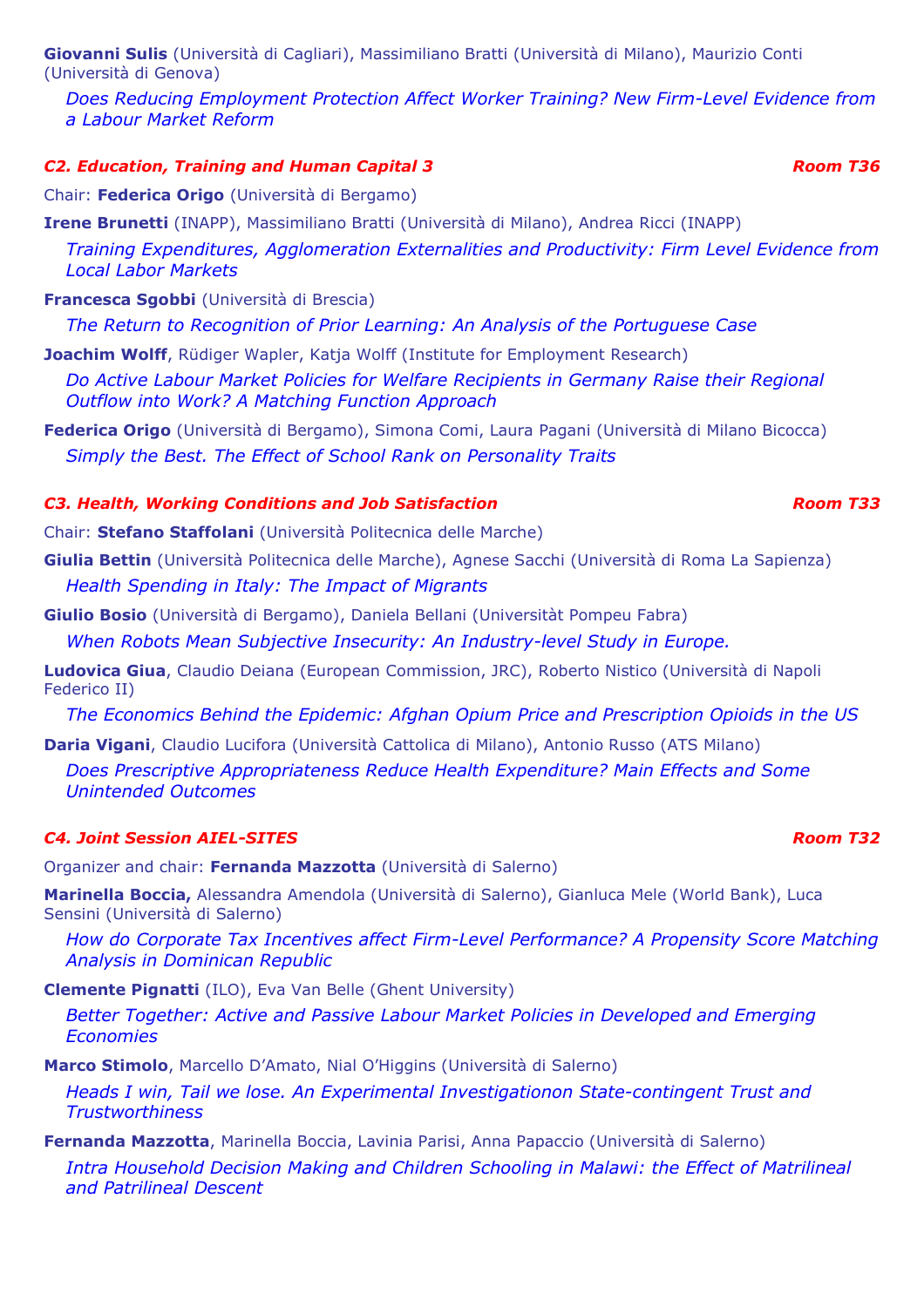**Giovanni Sulis** (Università di Cagliari), Massimiliano Bratti (Università di Milano), Maurizio Conti (Università di Genova)

*Does Reducing Employment Protection Affect Worker Training? New Firm-Level Evidence from a Labour Market Reform*

### C2. Education, Training and Human Capital 3 — Room T36

Chair: **Federica Origo** (Università di Bergamo)

**Irene Brunetti** (INAPP), Massimiliano Bratti (Università di Milano), Andrea Ricci (INAPP)

*Training Expenditures, Agglomeration Externalities and Productivity: Firm Level Evidence from Local Labor Markets*

**Francesca Sgobbi** (Università di Brescia)

*The Return to Recognition of Prior Learning: An Analysis of the Portuguese Case*

**Joachim Wolff**, Rüdiger Wapler, Katja Wolff (Institute for Employment Research)

*Do Active Labour Market Policies for Welfare Recipients in Germany Raise their Regional Outflow into Work? A Matching Function Approach*

**Federica Origo** (Università di Bergamo), Simona Comi, Laura Pagani (Università di Milano Bicocca)

*Simply the Best. The Effect of School Rank on Personality Traits*

### C3. Health, Working Conditions and Job Satisfaction — Room T33

Chair: **Stefano Staffolani** (Università Politecnica delle Marche)

**Giulia Bettin** (Università Politecnica delle Marche), Agnese Sacchi (Università di Roma La Sapienza)

*Health Spending in Italy: The Impact of Migrants*

**Giulio Bosio** (Università di Bergamo), Daniela Bellani (Universitàt Pompeu Fabra)

*When Robots Mean Subjective Insecurity: An Industry-level Study in Europe.*

**Ludovica Giua**, Claudio Deiana (European Commission, JRC), Roberto Nistico (Università di Napoli Federico II)

*The Economics Behind the Epidemic: Afghan Opium Price and Prescription Opioids in the US*

**Daria Vigani**, Claudio Lucifora (Università Cattolica di Milano), Antonio Russo (ATS Milano)

*Does Prescriptive Appropriateness Reduce Health Expenditure? Main Effects and Some Unintended Outcomes*

### C4. Joint Session AIEL-SITES — Room T32

Organizer and chair: **Fernanda Mazzotta** (Università di Salerno)

**Marinella Boccia,** Alessandra Amendola (Università di Salerno), Gianluca Mele (World Bank), Luca Sensini (Università di Salerno)

*How do Corporate Tax Incentives affect Firm-Level Performance? A Propensity Score Matching Analysis in Dominican Republic*

**Clemente Pignatti** (ILO), Eva Van Belle (Ghent University)

*Better Together: Active and Passive Labour Market Policies in Developed and Emerging Economies*

**Marco Stimolo**, Marcello D'Amato, Nial O'Higgins (Università di Salerno)

*Heads I win, Tail we lose. An Experimental Investigationon State-contingent Trust and Trustworthiness*

**Fernanda Mazzotta**, Marinella Boccia, Lavinia Parisi, Anna Papaccio (Università di Salerno)

*Intra Household Decision Making and Children Schooling in Malawi: the Effect of Matrilineal and Patrilineal Descent*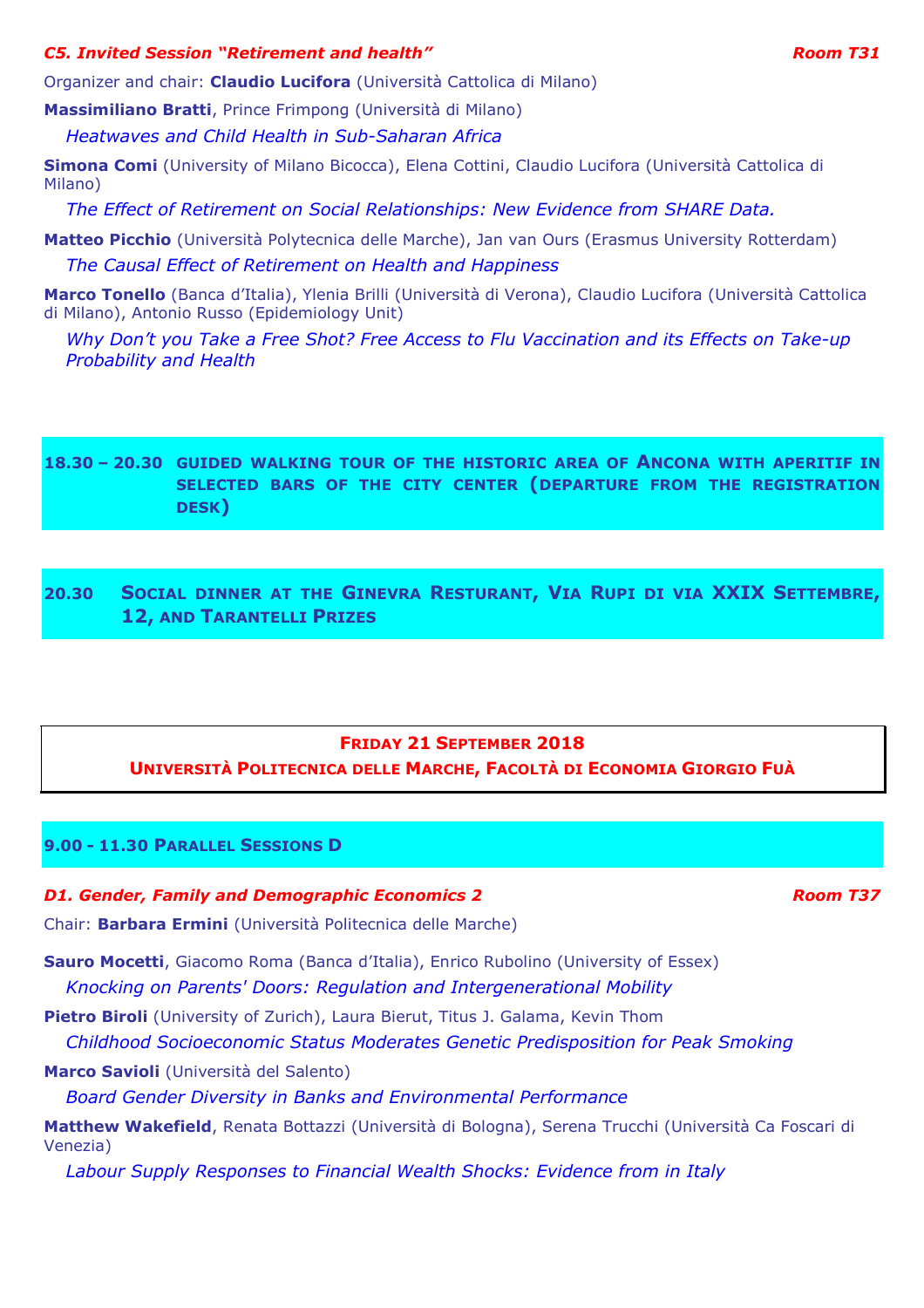### *C5. Invited Session "Retirement and health"* — *Room T31*

Organizer and chair: **Claudio Lucifora** (Università Cattolica di Milano)

**Massimiliano Bratti**, Prince Frimpong (Università di Milano)

*Heatwaves and Child Health in Sub-Saharan Africa*

**Simona Comi** (University of Milano Bicocca), Elena Cottini, Claudio Lucifora (Università Cattolica di Milano)

*The Effect of Retirement on Social Relationships: New Evidence from SHARE Data.*

**Matteo Picchio** (Università Polytecnica delle Marche), Jan van Ours (Erasmus University Rotterdam)

*The Causal Effect of Retirement on Health and Happiness*

**Marco Tonello** (Banca d'Italia), Ylenia Brilli (Università di Verona), Claudio Lucifora (Università Cattolica di Milano), Antonio Russo (Epidemiology Unit)

*Why Don't you Take a Free Shot? Free Access to Flu Vaccination and its Effects on Take-up Probability and Health*

## 18.30 – 20.30 Guided walking tour of the historic area of Ancona with aperitif in selected bars of the city center (departure from the registration desk)

## 20.30 Social dinner at the Ginevra Resturant, Via Rupi di via XXIX Settembre, 12, and Tarantelli Prizes

# Friday 21 September 2018

## Università Politecnica delle Marche, Facoltà di Economia Giorgio Fuà

## 9.00 - 11.30 Parallel Sessions D

### *D1. Gender, Family and Demographic Economics 2* — *Room T37*

Chair: **Barbara Ermini** (Università Politecnica delle Marche)

**Sauro Mocetti**, Giacomo Roma (Banca d'Italia), Enrico Rubolino (University of Essex)

*Knocking on Parents' Doors: Regulation and Intergenerational Mobility*

**Pietro Biroli** (University of Zurich), Laura Bierut, Titus J. Galama, Kevin Thom

*Childhood Socioeconomic Status Moderates Genetic Predisposition for Peak Smoking*

**Marco Savioli** (Università del Salento)

*Board Gender Diversity in Banks and Environmental Performance*

**Matthew Wakefield**, Renata Bottazzi (Università di Bologna), Serena Trucchi (Università Ca Foscari di Venezia)

*Labour Supply Responses to Financial Wealth Shocks: Evidence from in Italy*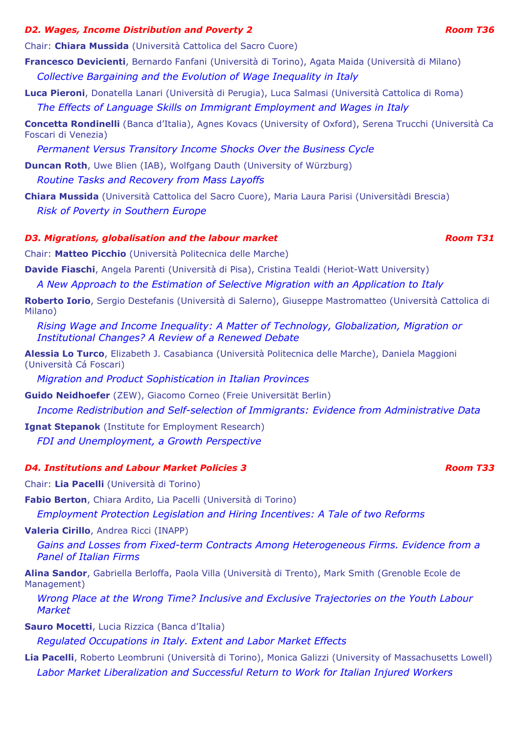### D2. Wages, Income Distribution and Poverty 2 — Room T36

Chair: **Chiara Mussida** (Università Cattolica del Sacro Cuore)

**Francesco Devicienti**, Bernardo Fanfani (Università di Torino), Agata Maida (Università di Milano)
*Collective Bargaining and the Evolution of Wage Inequality in Italy*

**Luca Pieroni**, Donatella Lanari (Università di Perugia), Luca Salmasi (Università Cattolica di Roma)
*The Effects of Language Skills on Immigrant Employment and Wages in Italy*

**Concetta Rondinelli** (Banca d'Italia), Agnes Kovacs (University of Oxford), Serena Trucchi (Università Ca Foscari di Venezia)
*Permanent Versus Transitory Income Shocks Over the Business Cycle*

**Duncan Roth**, Uwe Blien (IAB), Wolfgang Dauth (University of Würzburg)
*Routine Tasks and Recovery from Mass Layoffs*

**Chiara Mussida** (Università Cattolica del Sacro Cuore), Maria Laura Parisi (Universitàdi Brescia)
*Risk of Poverty in Southern Europe*

### D3. Migrations, globalisation and the labour market — Room T31

Chair: **Matteo Picchio** (Università Politecnica delle Marche)

**Davide Fiaschi**, Angela Parenti (Università di Pisa), Cristina Tealdi (Heriot-Watt University)
*A New Approach to the Estimation of Selective Migration with an Application to Italy*

**Roberto Iorio**, Sergio Destefanis (Università di Salerno), Giuseppe Mastromatteo (Università Cattolica di Milano)
*Rising Wage and Income Inequality: A Matter of Technology, Globalization, Migration or Institutional Changes? A Review of a Renewed Debate*

**Alessia Lo Turco**, Elizabeth J. Casabianca (Università Politecnica delle Marche), Daniela Maggioni (Università Cá Foscari)
*Migration and Product Sophistication in Italian Provinces*

**Guido Neidhoefer** (ZEW), Giacomo Corneo (Freie Universität Berlin)
*Income Redistribution and Self-selection of Immigrants: Evidence from Administrative Data*

**Ignat Stepanok** (Institute for Employment Research)
*FDI and Unemployment, a Growth Perspective*

### D4. Institutions and Labour Market Policies 3 — Room T33

Chair: **Lia Pacelli** (Università di Torino)

**Fabio Berton**, Chiara Ardito, Lia Pacelli (Università di Torino)
*Employment Protection Legislation and Hiring Incentives: A Tale of two Reforms*

**Valeria Cirillo**, Andrea Ricci (INAPP)
*Gains and Losses from Fixed-term Contracts Among Heterogeneous Firms. Evidence from a Panel of Italian Firms*

**Alina Sandor**, Gabriella Berloffa, Paola Villa (Università di Trento), Mark Smith (Grenoble Ecole de Management)
*Wrong Place at the Wrong Time? Inclusive and Exclusive Trajectories on the Youth Labour Market*

**Sauro Mocetti**, Lucia Rizzica (Banca d'Italia)
*Regulated Occupations in Italy. Extent and Labor Market Effects*

**Lia Pacelli**, Roberto Leombruni (Università di Torino), Monica Galizzi (University of Massachusetts Lowell)
*Labor Market Liberalization and Successful Return to Work for Italian Injured Workers*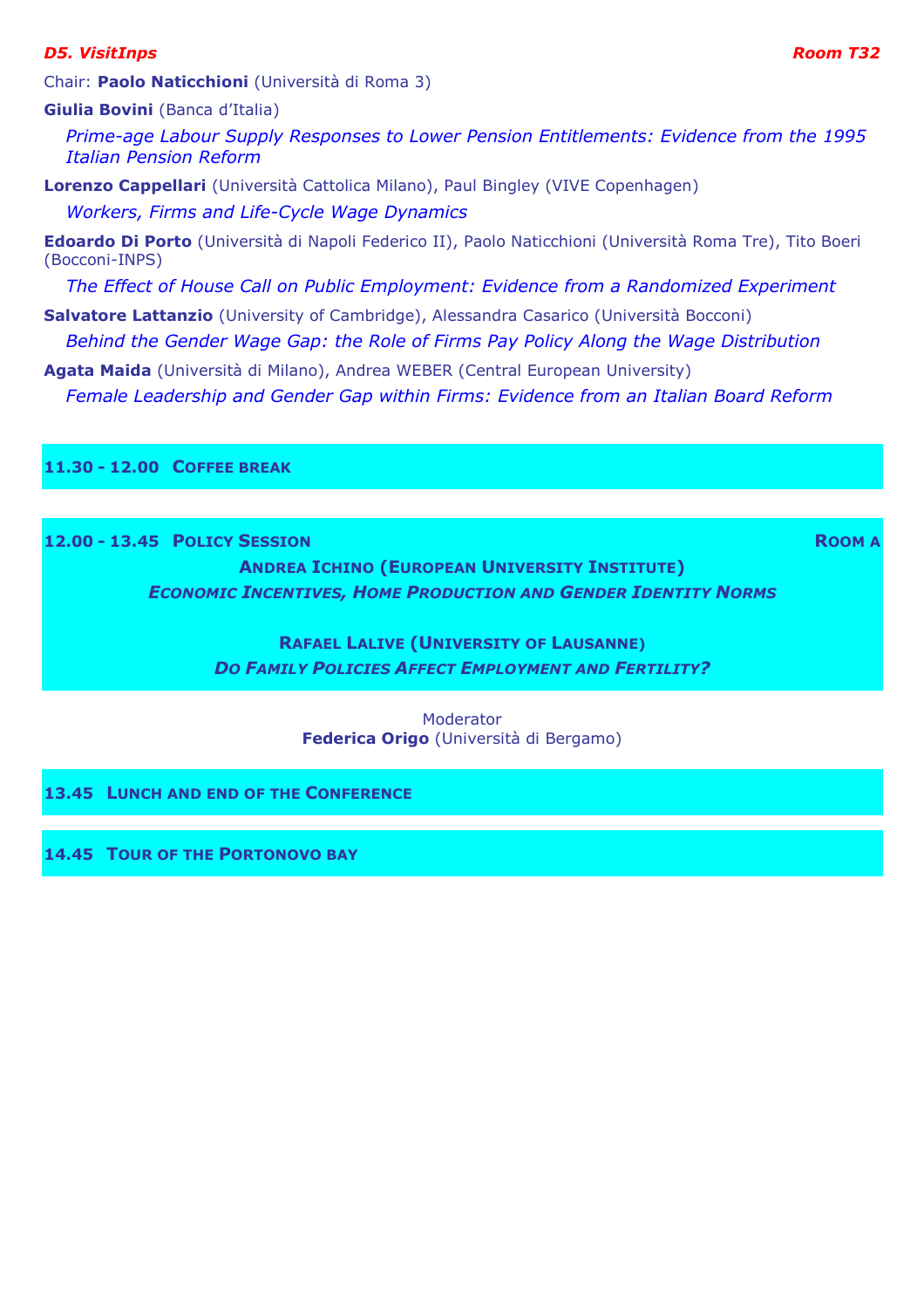### *D5. VisitInps* — *Room T32*

Chair: **Paolo Naticchioni** (Università di Roma 3)

**Giulia Bovini** (Banca d'Italia)

*Prime-age Labour Supply Responses to Lower Pension Entitlements: Evidence from the 1995 Italian Pension Reform*

**Lorenzo Cappellari** (Università Cattolica Milano), Paul Bingley (VIVE Copenhagen)

*Workers, Firms and Life-Cycle Wage Dynamics*

**Edoardo Di Porto** (Università di Napoli Federico II), Paolo Naticchioni (Università Roma Tre), Tito Boeri (Bocconi-INPS)

*The Effect of House Call on Public Employment: Evidence from a Randomized Experiment*

**Salvatore Lattanzio** (University of Cambridge), Alessandra Casarico (Università Bocconi)

*Behind the Gender Wage Gap: the Role of Firms Pay Policy Along the Wage Distribution*

**Agata Maida** (Università di Milano), Andrea WEBER (Central European University)

*Female Leadership and Gender Gap within Firms: Evidence from an Italian Board Reform*

## 11.30 - 12.00 Coffee break

## 12.00 - 13.45 Policy Session — Room A

**Andrea Ichino (European University Institute)**

***Economic Incentives, Home Production and Gender Identity Norms***

**Rafael Lalive (University of Lausanne)**

***Do Family Policies Affect Employment and Fertility?***

Moderator
**Federica Origo** (Università di Bergamo)

## 13.45 Lunch and end of the Conference

## 14.45 Tour of the Portonovo bay